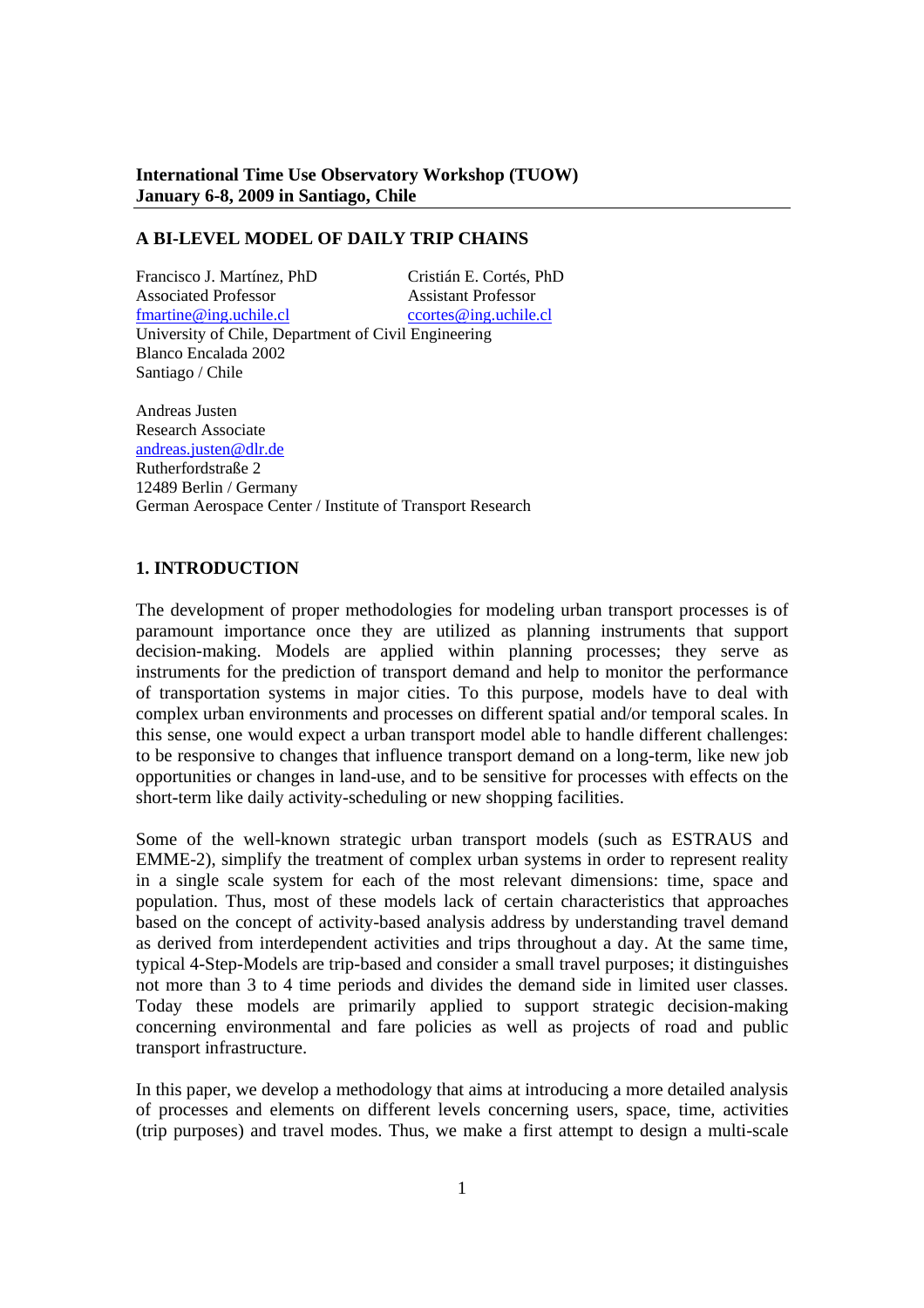**International Time Use Observatory Workshop (TUOW)**
**January 6-8, 2009 in Santiago, Chile**

---

## A BI-LEVEL MODEL OF DAILY TRIP CHAINS

Francisco J. Martínez, PhD
Associated Professor
fmartine@ing.uchile.cl

Cristián E. Cortés, PhD
Assistant Professor
ccortes@ing.uchile.cl

University of Chile, Department of Civil Engineering
Blanco Encalada 2002
Santiago / Chile

Andreas Justen
Research Associate
andreas.justen@dlr.de
Rutherfordstraße 2
12489 Berlin / Germany
German Aerospace Center / Institute of Transport Research

## 1. INTRODUCTION

The development of proper methodologies for modeling urban transport processes is of paramount importance once they are utilized as planning instruments that support decision-making. Models are applied within planning processes; they serve as instruments for the prediction of transport demand and help to monitor the performance of transportation systems in major cities. To this purpose, models have to deal with complex urban environments and processes on different spatial and/or temporal scales. In this sense, one would expect a urban transport model able to handle different challenges: to be responsive to changes that influence transport demand on a long-term, like new job opportunities or changes in land-use, and to be sensitive for processes with effects on the short-term like daily activity-scheduling or new shopping facilities.

Some of the well-known strategic urban transport models (such as ESTRAUS and EMME-2), simplify the treatment of complex urban systems in order to represent reality in a single scale system for each of the most relevant dimensions: time, space and population. Thus, most of these models lack of certain characteristics that approaches based on the concept of activity-based analysis address by understanding travel demand as derived from interdependent activities and trips throughout a day. At the same time, typical 4-Step-Models are trip-based and consider a small travel purposes; it distinguishes not more than 3 to 4 time periods and divides the demand side in limited user classes. Today these models are primarily applied to support strategic decision-making concerning environmental and fare policies as well as projects of road and public transport infrastructure.

In this paper, we develop a methodology that aims at introducing a more detailed analysis of processes and elements on different levels concerning users, space, time, activities (trip purposes) and travel modes. Thus, we make a first attempt to design a multi-scale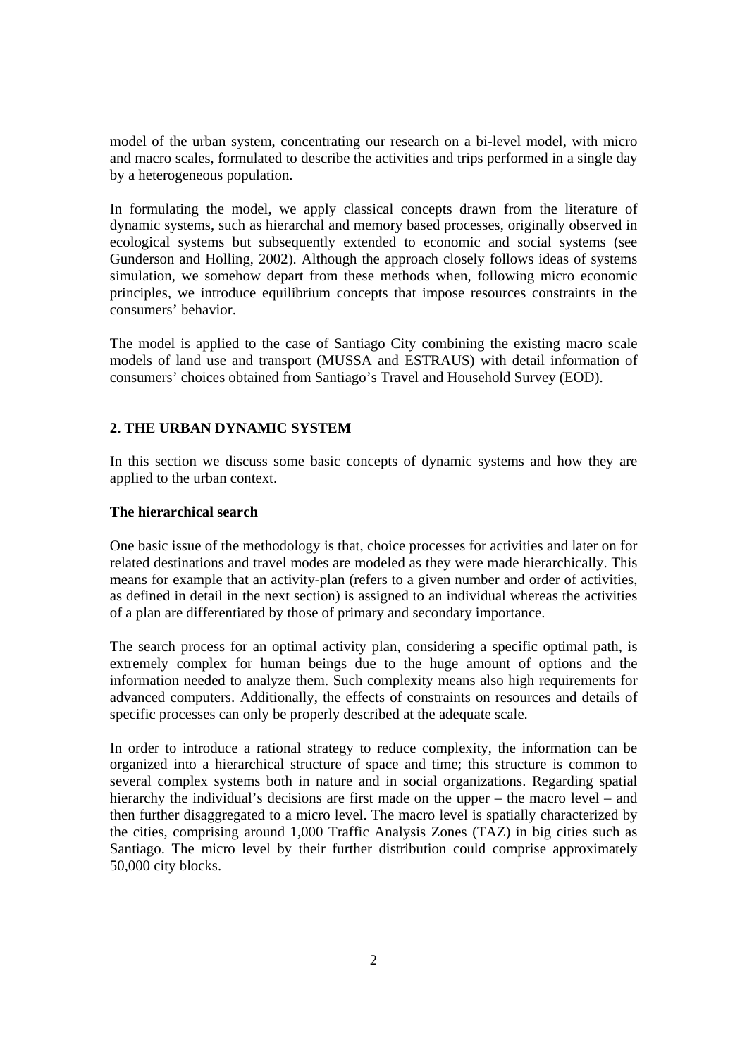model of the urban system, concentrating our research on a bi-level model, with micro and macro scales, formulated to describe the activities and trips performed in a single day by a heterogeneous population.

In formulating the model, we apply classical concepts drawn from the literature of dynamic systems, such as hierarchal and memory based processes, originally observed in ecological systems but subsequently extended to economic and social systems (see Gunderson and Holling, 2002). Although the approach closely follows ideas of systems simulation, we somehow depart from these methods when, following micro economic principles, we introduce equilibrium concepts that impose resources constraints in the consumers' behavior.

The model is applied to the case of Santiago City combining the existing macro scale models of land use and transport (MUSSA and ESTRAUS) with detail information of consumers' choices obtained from Santiago's Travel and Household Survey (EOD).

## 2. THE URBAN DYNAMIC SYSTEM

In this section we discuss some basic concepts of dynamic systems and how they are applied to the urban context.

### The hierarchical search

One basic issue of the methodology is that, choice processes for activities and later on for related destinations and travel modes are modeled as they were made hierarchically. This means for example that an activity-plan (refers to a given number and order of activities, as defined in detail in the next section) is assigned to an individual whereas the activities of a plan are differentiated by those of primary and secondary importance.

The search process for an optimal activity plan, considering a specific optimal path, is extremely complex for human beings due to the huge amount of options and the information needed to analyze them. Such complexity means also high requirements for advanced computers. Additionally, the effects of constraints on resources and details of specific processes can only be properly described at the adequate scale.

In order to introduce a rational strategy to reduce complexity, the information can be organized into a hierarchical structure of space and time; this structure is common to several complex systems both in nature and in social organizations. Regarding spatial hierarchy the individual's decisions are first made on the upper – the macro level – and then further disaggregated to a micro level. The macro level is spatially characterized by the cities, comprising around 1,000 Traffic Analysis Zones (TAZ) in big cities such as Santiago. The micro level by their further distribution could comprise approximately 50,000 city blocks.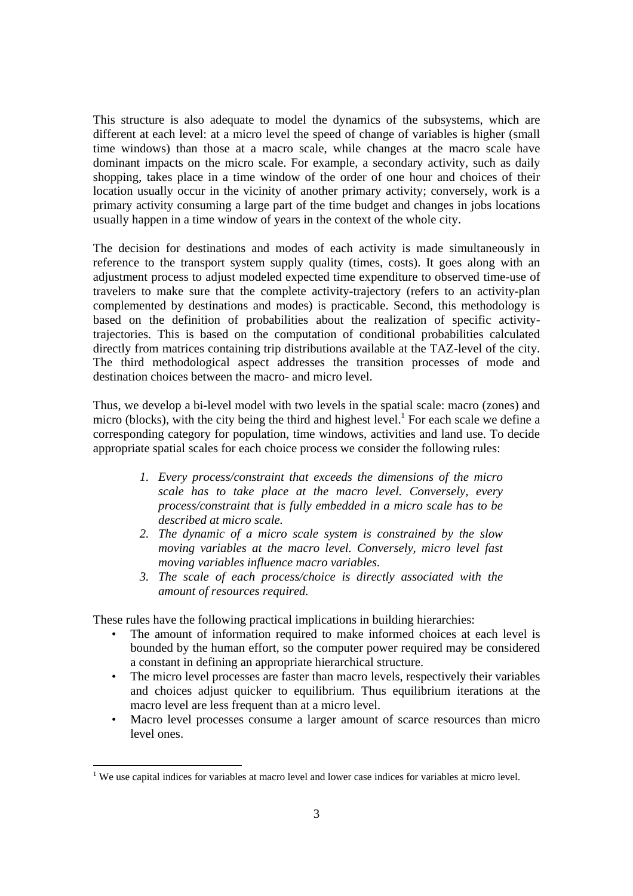This structure is also adequate to model the dynamics of the subsystems, which are different at each level: at a micro level the speed of change of variables is higher (small time windows) than those at a macro scale, while changes at the macro scale have dominant impacts on the micro scale. For example, a secondary activity, such as daily shopping, takes place in a time window of the order of one hour and choices of their location usually occur in the vicinity of another primary activity; conversely, work is a primary activity consuming a large part of the time budget and changes in jobs locations usually happen in a time window of years in the context of the whole city.

The decision for destinations and modes of each activity is made simultaneously in reference to the transport system supply quality (times, costs). It goes along with an adjustment process to adjust modeled expected time expenditure to observed time-use of travelers to make sure that the complete activity-trajectory (refers to an activity-plan complemented by destinations and modes) is practicable. Second, this methodology is based on the definition of probabilities about the realization of specific activity-trajectories. This is based on the computation of conditional probabilities calculated directly from matrices containing trip distributions available at the TAZ-level of the city. The third methodological aspect addresses the transition processes of mode and destination choices between the macro- and micro level.

Thus, we develop a bi-level model with two levels in the spatial scale: macro (zones) and micro (blocks), with the city being the third and highest level.[1] For each scale we define a corresponding category for population, time windows, activities and land use. To decide appropriate spatial scales for each choice process we consider the following rules:

1. *Every process/constraint that exceeds the dimensions of the micro scale has to take place at the macro level. Conversely, every process/constraint that is fully embedded in a micro scale has to be described at micro scale.*
2. *The dynamic of a micro scale system is constrained by the slow moving variables at the macro level. Conversely, micro level fast moving variables influence macro variables.*
3. *The scale of each process/choice is directly associated with the amount of resources required.*

These rules have the following practical implications in building hierarchies:

- The amount of information required to make informed choices at each level is bounded by the human effort, so the computer power required may be considered a constant in defining an appropriate hierarchical structure.
- The micro level processes are faster than macro levels, respectively their variables and choices adjust quicker to equilibrium. Thus equilibrium iterations at the macro level are less frequent than at a micro level.
- Macro level processes consume a larger amount of scarce resources than micro level ones.

[1] We use capital indices for variables at macro level and lower case indices for variables at micro level.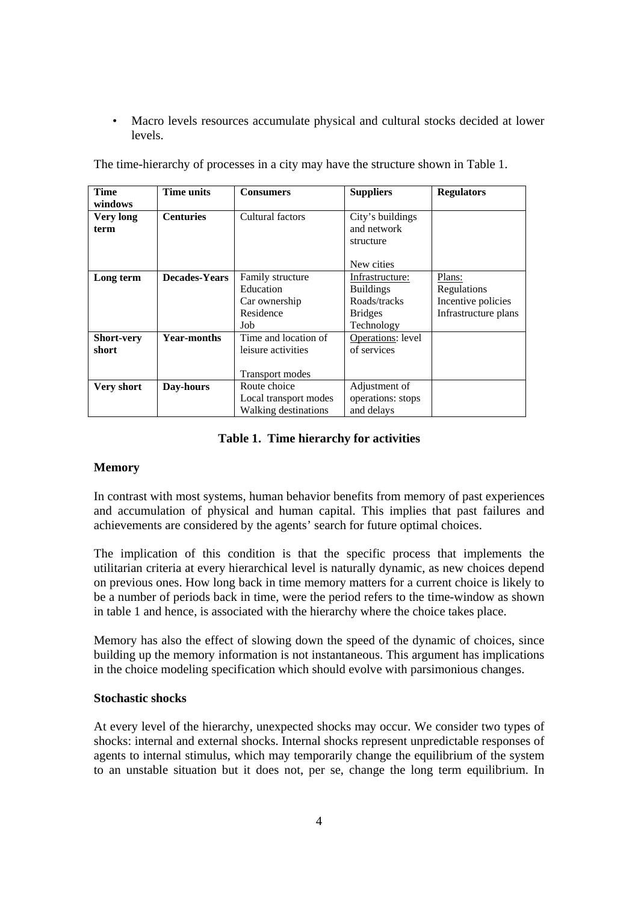- Macro levels resources accumulate physical and cultural stocks decided at lower levels.

The time-hierarchy of processes in a city may have the structure shown in Table 1.

| Time windows | Time units | Consumers | Suppliers | Regulators |
|---|---|---|---|---|
| **Very long term** | **Centuries** | Cultural factors | City's buildings and network structure<br><br>New cities | |
| **Long term** | **Decades-Years** | Family structure<br>Education<br>Car ownership<br>Residence<br>Job | Infrastructure:<br>Buildings<br>Roads/tracks<br>Bridges<br>Technology | Plans:<br>Regulations<br>Incentive policies<br>Infrastructure plans |
| **Short-very short** | **Year-months** | Time and location of leisure activities<br><br>Transport modes | Operations: level of services | |
| **Very short** | **Day-hours** | Route choice<br>Local transport modes<br>Walking destinations | Adjustment of operations: stops and delays | |

**Table 1. Time hierarchy for activities**

**Memory**

In contrast with most systems, human behavior benefits from memory of past experiences and accumulation of physical and human capital. This implies that past failures and achievements are considered by the agents' search for future optimal choices.

The implication of this condition is that the specific process that implements the utilitarian criteria at every hierarchical level is naturally dynamic, as new choices depend on previous ones. How long back in time memory matters for a current choice is likely to be a number of periods back in time, were the period refers to the time-window as shown in table 1 and hence, is associated with the hierarchy where the choice takes place.

Memory has also the effect of slowing down the speed of the dynamic of choices, since building up the memory information is not instantaneous. This argument has implications in the choice modeling specification which should evolve with parsimonious changes.

**Stochastic shocks**

At every level of the hierarchy, unexpected shocks may occur. We consider two types of shocks: internal and external shocks. Internal shocks represent unpredictable responses of agents to internal stimulus, which may temporarily change the equilibrium of the system to an unstable situation but it does not, per se, change the long term equilibrium. In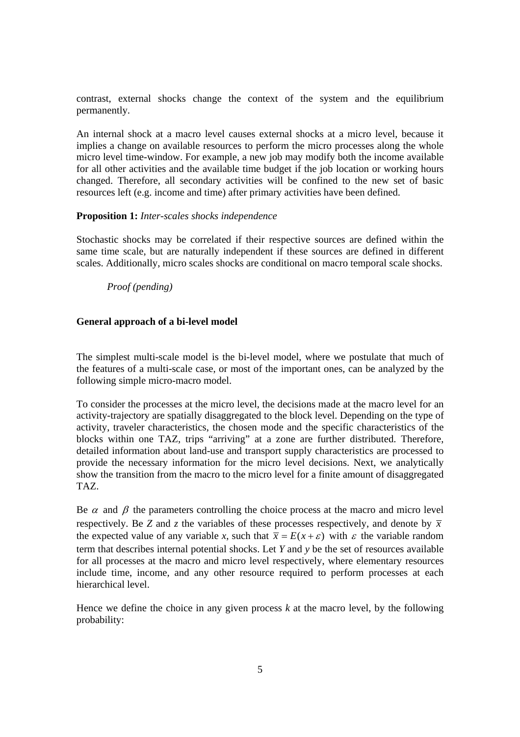contrast, external shocks change the context of the system and the equilibrium permanently.

An internal shock at a macro level causes external shocks at a micro level, because it implies a change on available resources to perform the micro processes along the whole micro level time-window. For example, a new job may modify both the income available for all other activities and the available time budget if the job location or working hours changed. Therefore, all secondary activities will be confined to the new set of basic resources left (e.g. income and time) after primary activities have been defined.

**Proposition 1:** *Inter-scales shocks independence*

Stochastic shocks may be correlated if their respective sources are defined within the same time scale, but are naturally independent if these sources are defined in different scales. Additionally, micro scales shocks are conditional on macro temporal scale shocks.

*Proof (pending)*

**General approach of a bi-level model**

The simplest multi-scale model is the bi-level model, where we postulate that much of the features of a multi-scale case, or most of the important ones, can be analyzed by the following simple micro-macro model.

To consider the processes at the micro level, the decisions made at the macro level for an activity-trajectory are spatially disaggregated to the block level. Depending on the type of activity, traveler characteristics, the chosen mode and the specific characteristics of the blocks within one TAZ, trips "arriving" at a zone are further distributed. Therefore, detailed information about land-use and transport supply characteristics are processed to provide the necessary information for the micro level decisions. Next, we analytically show the transition from the macro to the micro level for a finite amount of disaggregated TAZ.

Be $\alpha$ and $\beta$ the parameters controlling the choice process at the macro and micro level respectively. Be $Z$ and $z$ the variables of these processes respectively, and denote by $\bar{x}$ the expected value of any variable $x$, such that $\bar{x} = E(x + \varepsilon)$ with $\varepsilon$ the variable random term that describes internal potential shocks. Let $Y$ and $y$ be the set of resources available for all processes at the macro and micro level respectively, where elementary resources include time, income, and any other resource required to perform processes at each hierarchical level.

Hence we define the choice in any given process $k$ at the macro level, by the following probability: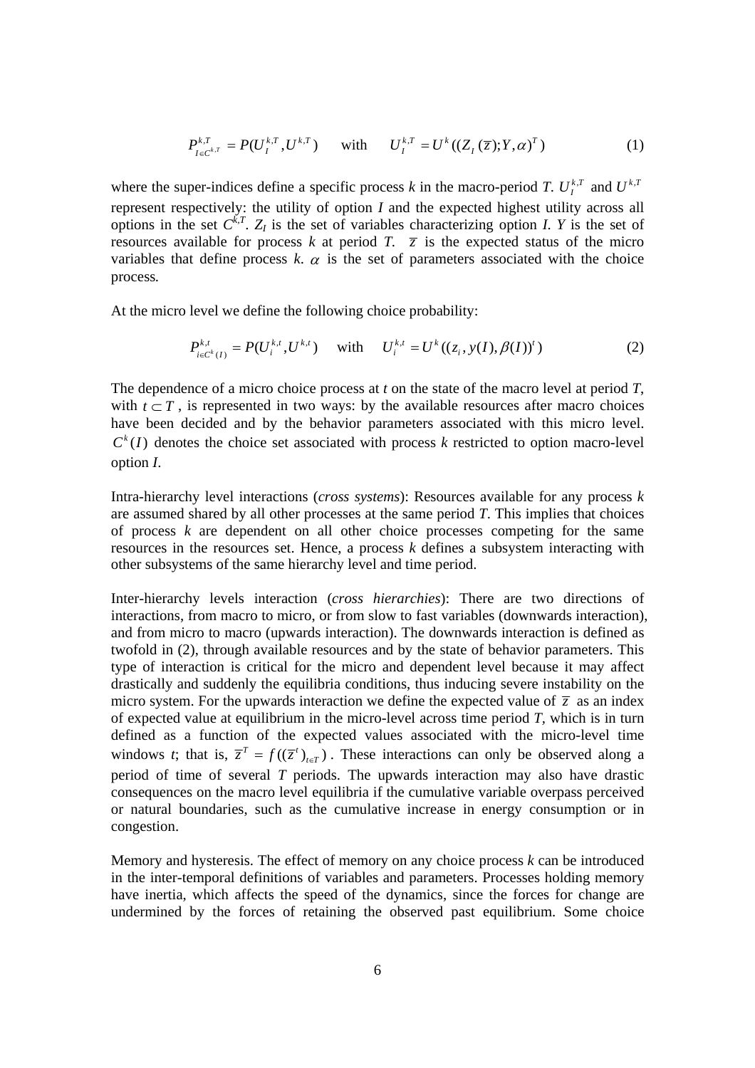$$P^{k,T}_{I \in C^{k,T}} = P(U^{k,T}_{I}, U^{k,T}) \qquad \text{with} \qquad U^{k,T}_{I} = U^{k}((Z_{I}(\overline{z}); Y, \alpha)^{T}) \tag{1}$$

where the super-indices define a specific process $k$ in the macro-period $T$. $U^{k,T}_{I}$ and $U^{k,T}$ represent respectively: the utility of option $I$ and the expected highest utility across all options in the set $C^{k,T}$. $Z_I$ is the set of variables characterizing option $I$. $Y$ is the set of resources available for process $k$ at period $T$. $\overline{z}$ is the expected status of the micro variables that define process $k$. $\alpha$ is the set of parameters associated with the choice process.

At the micro level we define the following choice probability:

$$P^{k,t}_{i \in C^{k}(I)} = P(U^{k,t}_{i}, U^{k,t}) \qquad \text{with} \qquad U^{k,t}_{i} = U^{k}((z_{i}, y(I), \beta(I))^{t}) \tag{2}$$

The dependence of a micro choice process at $t$ on the state of the macro level at period $T$, with $t \subset T$, is represented in two ways: by the available resources after macro choices have been decided and by the behavior parameters associated with this micro level. $C^{k}(I)$ denotes the choice set associated with process $k$ restricted to option macro-level option $I$.

Intra-hierarchy level interactions (*cross systems*): Resources available for any process $k$ are assumed shared by all other processes at the same period $T$. This implies that choices of process $k$ are dependent on all other choice processes competing for the same resources in the resources set. Hence, a process $k$ defines a subsystem interacting with other subsystems of the same hierarchy level and time period.

Inter-hierarchy levels interaction (*cross hierarchies*): There are two directions of interactions, from macro to micro, or from slow to fast variables (downwards interaction), and from micro to macro (upwards interaction). The downwards interaction is defined as twofold in (2), through available resources and by the state of behavior parameters. This type of interaction is critical for the micro and dependent level because it may affect drastically and suddenly the equilibria conditions, thus inducing severe instability on the micro system. For the upwards interaction we define the expected value of $\overline{z}$ as an index of expected value at equilibrium in the micro-level across time period $T$, which is in turn defined as a function of the expected values associated with the micro-level time windows $t$; that is, $\overline{z}^{T} = f((\overline{z}^{t})_{t \in T})$. These interactions can only be observed along a period of time of several $T$ periods. The upwards interaction may also have drastic consequences on the macro level equilibria if the cumulative variable overpass perceived or natural boundaries, such as the cumulative increase in energy consumption or in congestion.

Memory and hysteresis. The effect of memory on any choice process $k$ can be introduced in the inter-temporal definitions of variables and parameters. Processes holding memory have inertia, which affects the speed of the dynamics, since the forces for change are undermined by the forces of retaining the observed past equilibrium. Some choice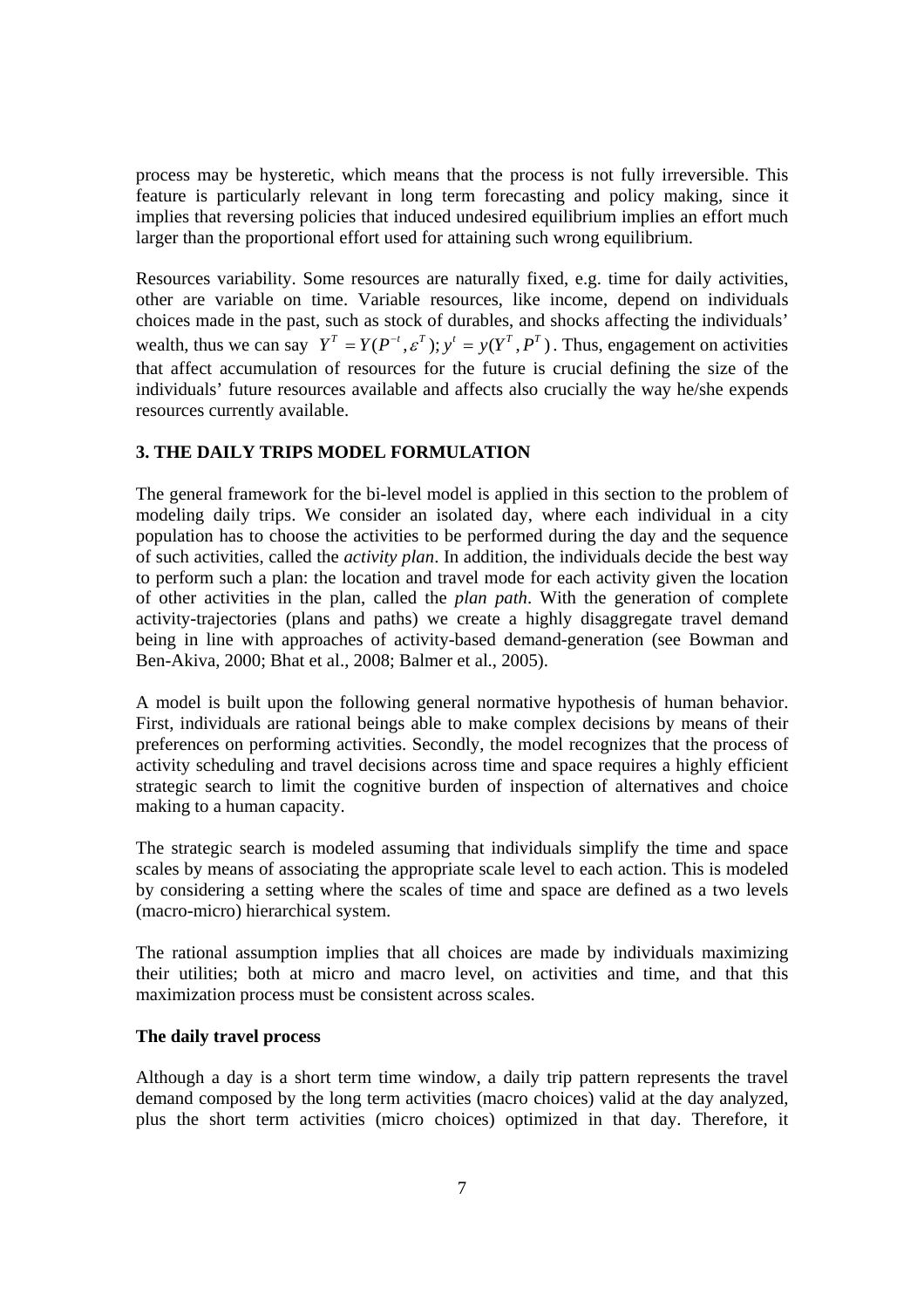process may be hysteretic, which means that the process is not fully irreversible. This feature is particularly relevant in long term forecasting and policy making, since it implies that reversing policies that induced undesired equilibrium implies an effort much larger than the proportional effort used for attaining such wrong equilibrium.

Resources variability. Some resources are naturally fixed, e.g. time for daily activities, other are variable on time. Variable resources, like income, depend on individuals choices made in the past, such as stock of durables, and shocks affecting the individuals' wealth, thus we can say $Y^T = Y(P^{-t}, \varepsilon^T); y^t = y(Y^T, P^T)$. Thus, engagement on activities that affect accumulation of resources for the future is crucial defining the size of the individuals' future resources available and affects also crucially the way he/she expends resources currently available.

### 3. THE DAILY TRIPS MODEL FORMULATION

The general framework for the bi-level model is applied in this section to the problem of modeling daily trips. We consider an isolated day, where each individual in a city population has to choose the activities to be performed during the day and the sequence of such activities, called the *activity plan*. In addition, the individuals decide the best way to perform such a plan: the location and travel mode for each activity given the location of other activities in the plan, called the *plan path*. With the generation of complete activity-trajectories (plans and paths) we create a highly disaggregate travel demand being in line with approaches of activity-based demand-generation (see Bowman and Ben-Akiva, 2000; Bhat et al., 2008; Balmer et al., 2005).

A model is built upon the following general normative hypothesis of human behavior. First, individuals are rational beings able to make complex decisions by means of their preferences on performing activities. Secondly, the model recognizes that the process of activity scheduling and travel decisions across time and space requires a highly efficient strategic search to limit the cognitive burden of inspection of alternatives and choice making to a human capacity.

The strategic search is modeled assuming that individuals simplify the time and space scales by means of associating the appropriate scale level to each action. This is modeled by considering a setting where the scales of time and space are defined as a two levels (macro-micro) hierarchical system.

The rational assumption implies that all choices are made by individuals maximizing their utilities; both at micro and macro level, on activities and time, and that this maximization process must be consistent across scales.

#### The daily travel process

Although a day is a short term time window, a daily trip pattern represents the travel demand composed by the long term activities (macro choices) valid at the day analyzed, plus the short term activities (micro choices) optimized in that day. Therefore, it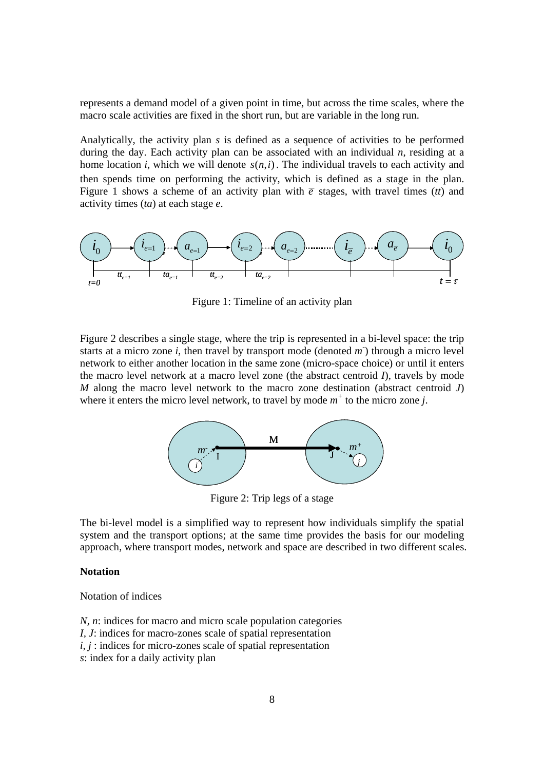represents a demand model of a given point in time, but across the time scales, where the macro scale activities are fixed in the short run, but are variable in the long run.

Analytically, the activity plan *s* is defined as a sequence of activities to be performed during the day. Each activity plan can be associated with an individual *n*, residing at a home location *i*, which we will denote $s(n,i)$. The individual travels to each activity and then spends time on performing the activity, which is defined as a stage in the plan. Figure 1 shows a scheme of an activity plan with $\bar{e}$ stages, with travel times (*tt*) and activity times (*ta*) at each stage *e*.

Figure 1: Timeline of an activity plan

Figure 2 describes a single stage, where the trip is represented in a bi-level space: the trip starts at a micro zone *i*, then travel by transport mode (denoted $m^-$) through a micro level network to either another location in the same zone (micro-space choice) or until it enters the macro level network at a macro level zone (the abstract centroid *I*), travels by mode *M* along the macro level network to the macro zone destination (abstract centroid *J*) where it enters the micro level network, to travel by mode $m^+$ to the micro zone *j*.

Figure 2: Trip legs of a stage

The bi-level model is a simplified way to represent how individuals simplify the spatial system and the transport options; at the same time provides the basis for our modeling approach, where transport modes, network and space are described in two different scales.

**Notation**

Notation of indices

*N*, *n*: indices for macro and micro scale population categories
*I*, *J*: indices for macro-zones scale of spatial representation
*i*, *j* : indices for micro-zones scale of spatial representation
*s*: index for a daily activity plan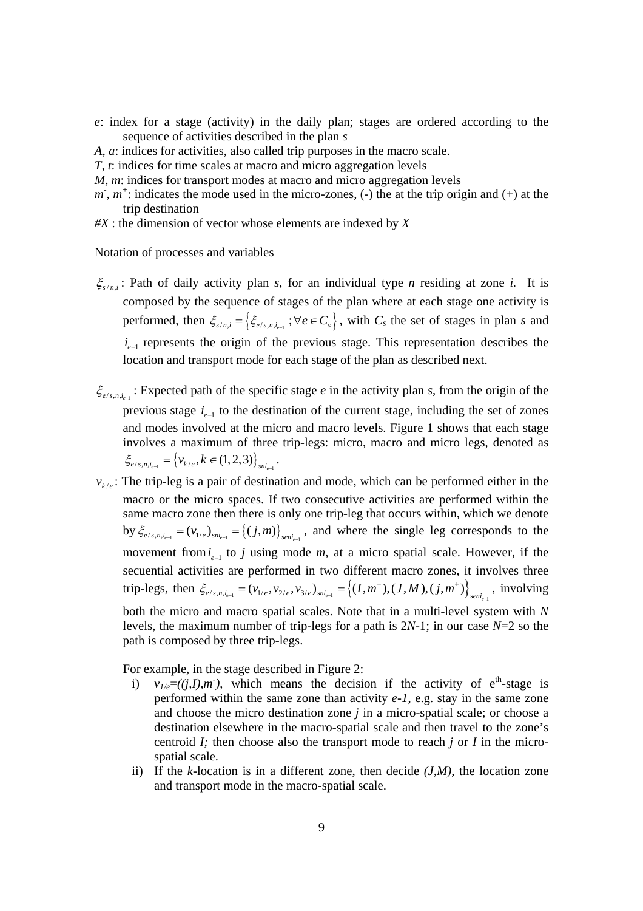*e*: index for a stage (activity) in the daily plan; stages are ordered according to the sequence of activities described in the plan *s*

*A, a*: indices for activities, also called trip purposes in the macro scale.

*T, t*: indices for time scales at macro and micro aggregation levels

*M, m*: indices for transport modes at macro and micro aggregation levels

$m^-$, $m^+$: indicates the mode used in the micro-zones, (-) the at the trip origin and (+) at the trip destination

*#X* : the dimension of vector whose elements are indexed by *X*

Notation of processes and variables

$\xi_{s/n,i}$ : Path of daily activity plan *s*, for an individual type *n* residing at zone *i.* It is composed by the sequence of stages of the plan where at each stage one activity is performed, then $\xi_{s/n,i} = \left\{ \xi_{e/s,n,i_{e-1}} ; \forall e \in C_s \right\}$, with $C_s$ the set of stages in plan *s* and $i_{e-1}$ represents the origin of the previous stage. This representation describes the location and transport mode for each stage of the plan as described next.

$\xi_{e/s,n,i_{e-1}}$ : Expected path of the specific stage *e* in the activity plan *s*, from the origin of the previous stage $i_{e-1}$ to the destination of the current stage, including the set of zones and modes involved at the micro and macro levels. Figure 1 shows that each stage involves a maximum of three trip-legs: micro, macro and micro legs, denoted as $\xi_{e/s,n,i_{e-1}} = \left\{ v_{k/e}, k \in (1,2,3) \right\}_{sni_{e-1}}$.

$v_{k/e}$ : The trip-leg is a pair of destination and mode, which can be performed either in the macro or the micro spaces. If two consecutive activities are performed within the same macro zone then there is only one trip-leg that occurs within, which we denote by $\xi_{e/s,n,i_{e-1}} = (v_{1/e})_{sni_{e-1}} = \left\{ (j,m) \right\}_{seni_{e-1}}$, and where the single leg corresponds to the movement from $i_{e-1}$ to *j* using mode *m*, at a micro spatial scale. However, if the secuential activities are performed in two different macro zones, it involves three trip-legs, then $\xi_{e/s,n,i_{e-1}} = (v_{1/e}, v_{2/e}, v_{3/e})_{sni_{e-1}} = \left\{ (I,m^-), (J,M), (j,m^+) \right\}_{seni_{e-1}}$, involving both the micro and macro spatial scales. Note that in a multi-level system with *N* levels, the maximum number of trip-legs for a path is 2*N*-1; in our case *N*=2 so the path is composed by three trip-legs.

For example, in the stage described in Figure 2:

i) $v_{1/e}=((j,I),m^-)$, which means the decision if the activity of e$^{th}$-stage is performed within the same zone than activity *e-1*, e.g. stay in the same zone and choose the micro destination zone *j* in a micro-spatial scale; or choose a destination elsewhere in the macro-spatial scale and then travel to the zone's centroid *I;* then choose also the transport mode to reach *j* or *I* in the micro-spatial scale.

ii) If the *k*-location is in a different zone, then decide *(J,M)*, the location zone and transport mode in the macro-spatial scale.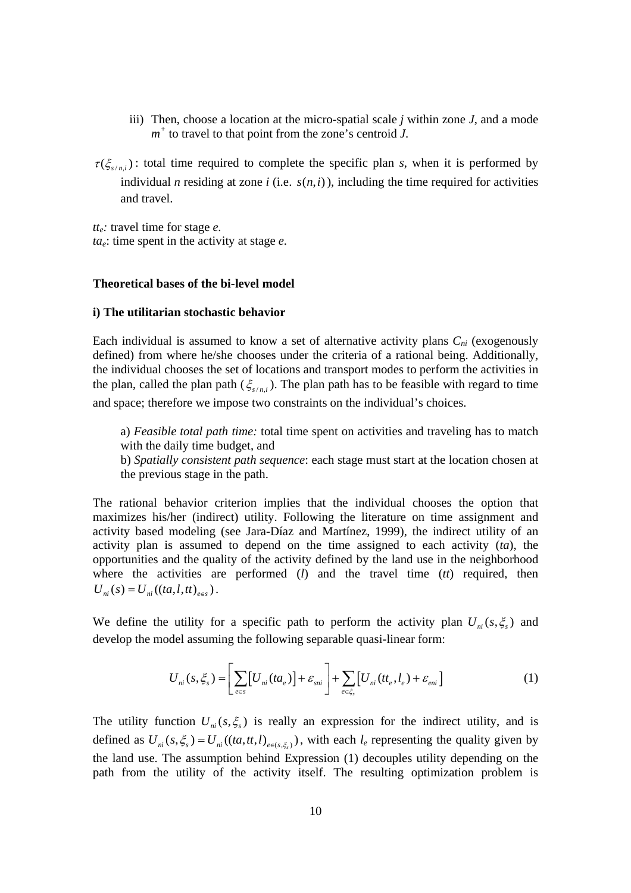iii) Then, choose a location at the micro-spatial scale *j* within zone *J*, and a mode $m^+$ to travel to that point from the zone's centroid *J*.

$\tau(\xi_{s/n,i})$: total time required to complete the specific plan *s*, when it is performed by individual *n* residing at zone *i* (i.e. $s(n,i)$), including the time required for activities and travel.

$tt_e$: travel time for stage *e*.
$ta_e$: time spent in the activity at stage *e*.

**Theoretical bases of the bi-level model**

**i) The utilitarian stochastic behavior**

Each individual is assumed to know a set of alternative activity plans $C_{ni}$ (exogenously defined) from where he/she chooses under the criteria of a rational being. Additionally, the individual chooses the set of locations and transport modes to perform the activities in the plan, called the plan path ($\xi_{s/n,i}$). The plan path has to be feasible with regard to time and space; therefore we impose two constraints on the individual's choices.

a) *Feasible total path time:* total time spent on activities and traveling has to match with the daily time budget, and
b) *Spatially consistent path sequence*: each stage must start at the location chosen at the previous stage in the path.

The rational behavior criterion implies that the individual chooses the option that maximizes his/her (indirect) utility. Following the literature on time assignment and activity based modeling (see Jara-Díaz and Martínez, 1999), the indirect utility of an activity plan is assumed to depend on the time assigned to each activity (*ta*), the opportunities and the quality of the activity defined by the land use in the neighborhood where the activities are performed (*l*) and the travel time (*tt*) required, then $U_{ni}(s) = U_{ni}((ta,l,tt)_{e\in s})$.

We define the utility for a specific path to perform the activity plan $U_{ni}(s,\xi_s)$ and develop the model assuming the following separable quasi-linear form:

$$U_{ni}(s,\xi_s) = \left[\sum_{e\in s}\left[U_{ni}(ta_e)\right] + \varepsilon_{sni}\right] + \sum_{e\in\xi_s}\left[U_{ni}(tt_e,l_e) + \varepsilon_{eni}\right] \tag{1}$$

The utility function $U_{ni}(s,\xi_s)$ is really an expression for the indirect utility, and is defined as $U_{ni}(s,\xi_s) = U_{ni}((ta,tt,l)_{e\in(s,\xi_s)})$, with each $l_e$ representing the quality given by the land use. The assumption behind Expression (1) decouples utility depending on the path from the utility of the activity itself. The resulting optimization problem is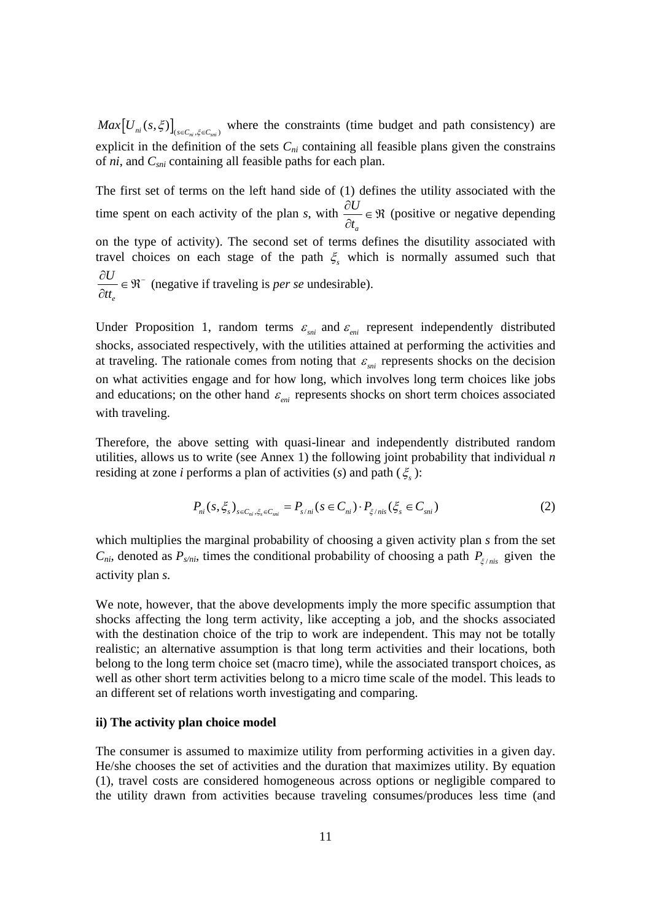$Max\left[U_{ni}(s,\xi)\right]_{(s\in C_{ni},\xi\in C_{sni})}$ where the constraints (time budget and path consistency) are explicit in the definition of the sets $C_{ni}$ containing all feasible plans given the constrains of $ni$, and $C_{sni}$ containing all feasible paths for each plan.

The first set of terms on the left hand side of (1) defines the utility associated with the time spent on each activity of the plan *s*, with $\frac{\partial U}{\partial t_a} \in \Re$ (positive or negative depending on the type of activity). The second set of terms defines the disutility associated with travel choices on each stage of the path $\xi_s$ which is normally assumed such that $\frac{\partial U}{\partial tt_e} \in \Re^-$ (negative if traveling is *per se* undesirable).

Under Proposition 1, random terms $\varepsilon_{sni}$ and $\varepsilon_{eni}$ represent independently distributed shocks, associated respectively, with the utilities attained at performing the activities and at traveling. The rationale comes from noting that $\varepsilon_{sni}$ represents shocks on the decision on what activities engage and for how long, which involves long term choices like jobs and educations; on the other hand $\varepsilon_{eni}$ represents shocks on short term choices associated with traveling.

Therefore, the above setting with quasi-linear and independently distributed random utilities, allows us to write (see Annex 1) the following joint probability that individual *n* residing at zone *i* performs a plan of activities (*s*) and path ($\xi_s$):

$$P_{ni}(s,\xi_s)_{s\in C_{ni},\xi_s\in C_{sni}} = P_{s/ni}(s\in C_{ni})\cdot P_{\xi/nis}(\xi_s\in C_{sni}) \tag{2}$$

which multiplies the marginal probability of choosing a given activity plan *s* from the set $C_{ni}$, denoted as $P_{s/ni}$, times the conditional probability of choosing a path $P_{\xi/nis}$ given the activity plan *s*.

We note, however, that the above developments imply the more specific assumption that shocks affecting the long term activity, like accepting a job, and the shocks associated with the destination choice of the trip to work are independent. This may not be totally realistic; an alternative assumption is that long term activities and their locations, both belong to the long term choice set (macro time), while the associated transport choices, as well as other short term activities belong to a micro time scale of the model. This leads to an different set of relations worth investigating and comparing.

**ii) The activity plan choice model**

The consumer is assumed to maximize utility from performing activities in a given day. He/she chooses the set of activities and the duration that maximizes utility. By equation (1), travel costs are considered homogeneous across options or negligible compared to the utility drawn from activities because traveling consumes/produces less time (and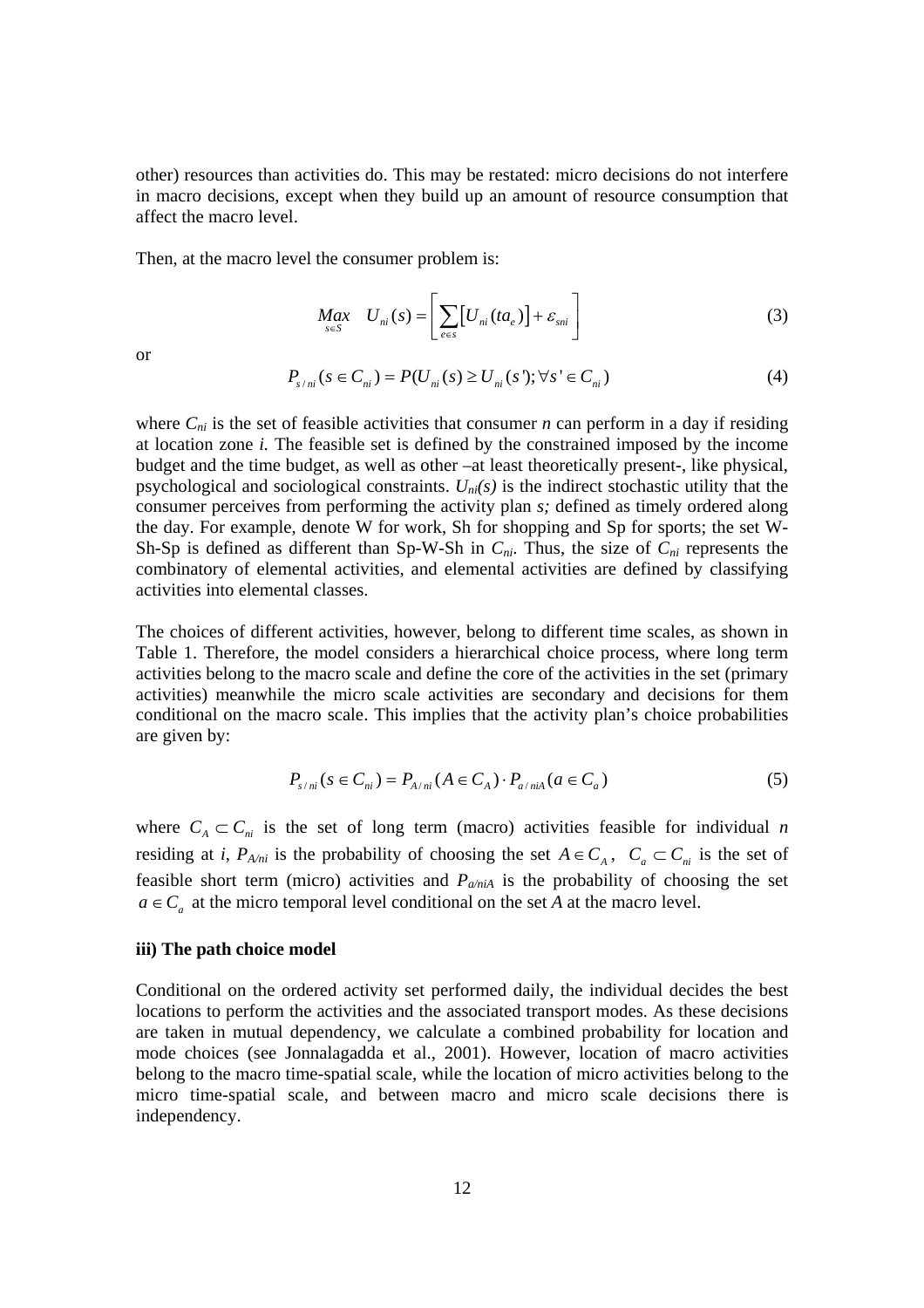other) resources than activities do. This may be restated: micro decisions do not interfere in macro decisions, except when they build up an amount of resource consumption that affect the macro level.

Then, at the macro level the consumer problem is:

$$\underset{s \in S}{Max} \quad U_{ni}(s) = \left[ \sum_{e \in s} \left[ U_{ni}(ta_e) \right] + \varepsilon_{sni} \right] \tag{3}$$

or

$$P_{s/ni}(s \in C_{ni}) = P(U_{ni}(s) \geq U_{ni}(s'); \forall s' \in C_{ni}) \tag{4}$$

where $C_{ni}$ is the set of feasible activities that consumer *n* can perform in a day if residing at location zone *i.* The feasible set is defined by the constrained imposed by the income budget and the time budget, as well as other –at least theoretically present-, like physical, psychological and sociological constraints. $U_{ni}(s)$ is the indirect stochastic utility that the consumer perceives from performing the activity plan *s;* defined as timely ordered along the day. For example, denote W for work, Sh for shopping and Sp for sports; the set W-Sh-Sp is defined as different than Sp-W-Sh in $C_{ni}$. Thus, the size of $C_{ni}$ represents the combinatory of elemental activities, and elemental activities are defined by classifying activities into elemental classes.

The choices of different activities, however, belong to different time scales, as shown in Table 1. Therefore, the model considers a hierarchical choice process, where long term activities belong to the macro scale and define the core of the activities in the set (primary activities) meanwhile the micro scale activities are secondary and decisions for them conditional on the macro scale. This implies that the activity plan's choice probabilities are given by:

$$P_{s/ni}(s \in C_{ni}) = P_{A/ni}(A \in C_A) \cdot P_{a/niA}(a \in C_a) \tag{5}$$

where $C_A \subset C_{ni}$ is the set of long term (macro) activities feasible for individual *n* residing at *i*, $P_{A/ni}$ is the probability of choosing the set $A \in C_A$, $C_a \subset C_{ni}$ is the set of feasible short term (micro) activities and $P_{a/niA}$ is the probability of choosing the set $a \in C_a$ at the micro temporal level conditional on the set *A* at the macro level.

**iii) The path choice model**

Conditional on the ordered activity set performed daily, the individual decides the best locations to perform the activities and the associated transport modes. As these decisions are taken in mutual dependency, we calculate a combined probability for location and mode choices (see Jonnalagadda et al., 2001). However, location of macro activities belong to the macro time-spatial scale, while the location of micro activities belong to the micro time-spatial scale, and between macro and micro scale decisions there is independency.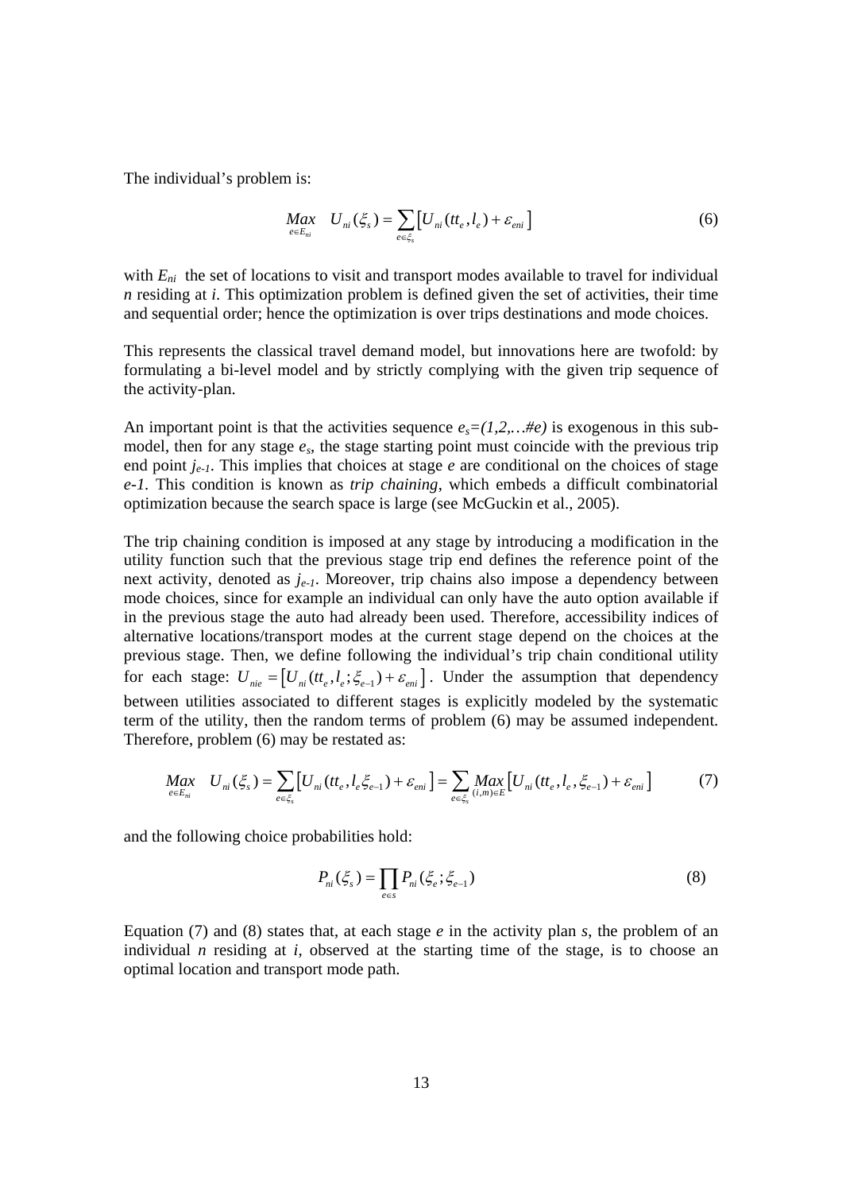The individual's problem is:

$$\underset{e \in E_{ni}}{Max} \quad U_{ni}(\xi_s) = \sum_{e \in \xi_s} \left[ U_{ni}(tt_e, l_e) + \varepsilon_{eni} \right] \tag{6}$$

with $E_{ni}$ the set of locations to visit and transport modes available to travel for individual $n$ residing at $i$. This optimization problem is defined given the set of activities, their time and sequential order; hence the optimization is over trips destinations and mode choices.

This represents the classical travel demand model, but innovations here are twofold: by formulating a bi-level model and by strictly complying with the given trip sequence of the activity-plan.

An important point is that the activities sequence $e_s=(1,2,\ldots\#e)$ is exogenous in this sub-model, then for any stage $e_s$, the stage starting point must coincide with the previous trip end point $j_{e-1}$. This implies that choices at stage $e$ are conditional on the choices of stage $e$-$1$. This condition is known as *trip chaining*, which embeds a difficult combinatorial optimization because the search space is large (see McGuckin et al., 2005).

The trip chaining condition is imposed at any stage by introducing a modification in the utility function such that the previous stage trip end defines the reference point of the next activity, denoted as $j_{e-1}$. Moreover, trip chains also impose a dependency between mode choices, since for example an individual can only have the auto option available if in the previous stage the auto had already been used. Therefore, accessibility indices of alternative locations/transport modes at the current stage depend on the choices at the previous stage. Then, we define following the individual's trip chain conditional utility for each stage: $U_{nie} = \left[ U_{ni}(tt_e, l_e; \xi_{e-1}) + \varepsilon_{eni} \right]$. Under the assumption that dependency between utilities associated to different stages is explicitly modeled by the systematic term of the utility, then the random terms of problem (6) may be assumed independent. Therefore, problem (6) may be restated as:

$$\underset{e \in E_{ni}}{Max} \quad U_{ni}(\xi_s) = \sum_{e \in \xi_s} \left[ U_{ni}(tt_e, l_e \xi_{e-1}) + \varepsilon_{eni} \right] = \sum_{e \in \xi_s} \underset{(i,m) \in E}{Max} \left[ U_{ni}(tt_e, l_e, \xi_{e-1}) + \varepsilon_{eni} \right] \tag{7}$$

and the following choice probabilities hold:

$$P_{ni}(\xi_s) = \prod_{e \in s} P_{ni}(\xi_e; \xi_{e-1}) \tag{8}$$

Equation (7) and (8) states that, at each stage $e$ in the activity plan $s$, the problem of an individual $n$ residing at $i$, observed at the starting time of the stage, is to choose an optimal location and transport mode path.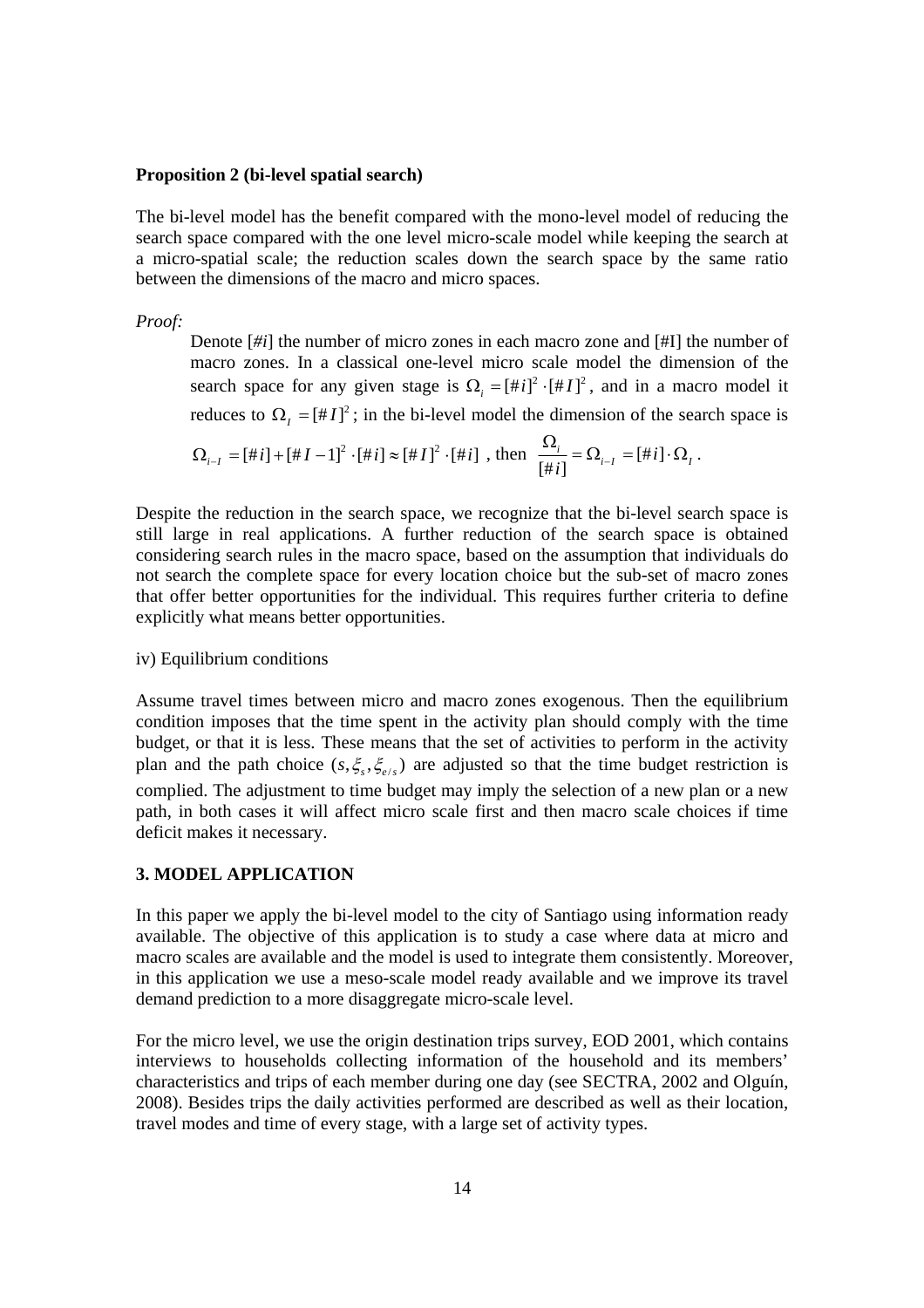**Proposition 2 (bi-level spatial search)**

The bi-level model has the benefit compared with the mono-level model of reducing the search space compared with the one level micro-scale model while keeping the search at a micro-spatial scale; the reduction scales down the search space by the same ratio between the dimensions of the macro and micro spaces.

*Proof:*

Denote [#*i*] the number of micro zones in each macro zone and [#I] the number of macro zones. In a classical one-level micro scale model the dimension of the search space for any given stage is $\Omega_i = [\#i]^2 \cdot [\#I]^2$, and in a macro model it reduces to $\Omega_I = [\#I]^2$; in the bi-level model the dimension of the search space is $\Omega_{i-I} = [\#i] + [\#I - 1]^2 \cdot [\#i] \approx [\#I]^2 \cdot [\#i]$, then $\frac{\Omega_i}{[\#i]} = \Omega_{i-I} = [\#i] \cdot \Omega_I$.

Despite the reduction in the search space, we recognize that the bi-level search space is still large in real applications. A further reduction of the search space is obtained considering search rules in the macro space, based on the assumption that individuals do not search the complete space for every location choice but the sub-set of macro zones that offer better opportunities for the individual. This requires further criteria to define explicitly what means better opportunities.

iv) Equilibrium conditions

Assume travel times between micro and macro zones exogenous. Then the equilibrium condition imposes that the time spent in the activity plan should comply with the time budget, or that it is less. These means that the set of activities to perform in the activity plan and the path choice $(s, \xi_s, \xi_{e/s})$ are adjusted so that the time budget restriction is complied. The adjustment to time budget may imply the selection of a new plan or a new path, in both cases it will affect micro scale first and then macro scale choices if time deficit makes it necessary.

## 3. MODEL APPLICATION

In this paper we apply the bi-level model to the city of Santiago using information ready available. The objective of this application is to study a case where data at micro and macro scales are available and the model is used to integrate them consistently. Moreover, in this application we use a meso-scale model ready available and we improve its travel demand prediction to a more disaggregate micro-scale level.

For the micro level, we use the origin destination trips survey, EOD 2001, which contains interviews to households collecting information of the household and its members' characteristics and trips of each member during one day (see SECTRA, 2002 and Olguín, 2008). Besides trips the daily activities performed are described as well as their location, travel modes and time of every stage, with a large set of activity types.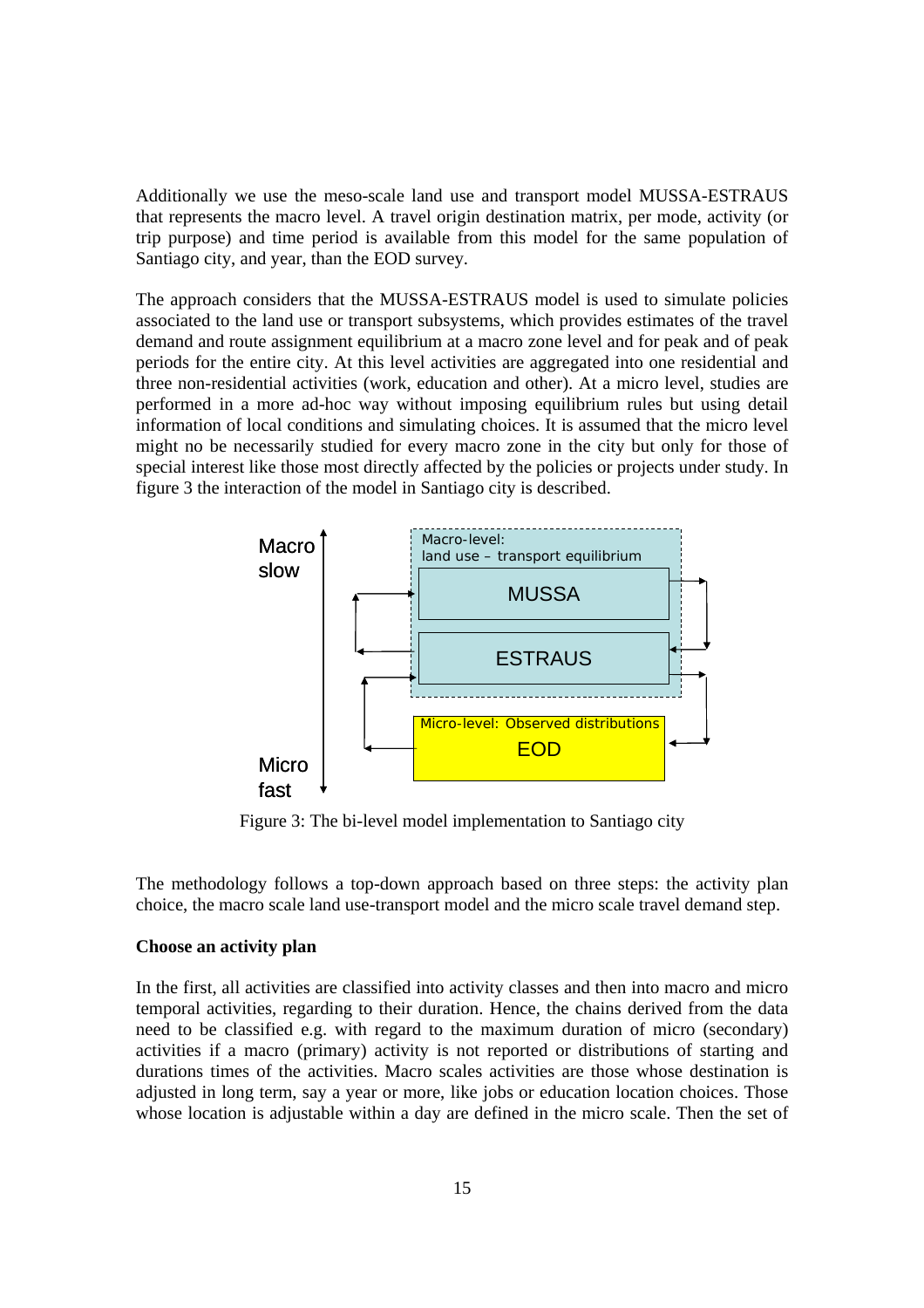Additionally we use the meso-scale land use and transport model MUSSA-ESTRAUS that represents the macro level. A travel origin destination matrix, per mode, activity (or trip purpose) and time period is available from this model for the same population of Santiago city, and year, than the EOD survey.

The approach considers that the MUSSA-ESTRAUS model is used to simulate policies associated to the land use or transport subsystems, which provides estimates of the travel demand and route assignment equilibrium at a macro zone level and for peak and of peak periods for the entire city. At this level activities are aggregated into one residential and three non-residential activities (work, education and other). At a micro level, studies are performed in a more ad-hoc way without imposing equilibrium rules but using detail information of local conditions and simulating choices. It is assumed that the micro level might no be necessarily studied for every macro zone in the city but only for those of special interest like those most directly affected by the policies or projects under study. In figure 3 the interaction of the model in Santiago city is described.

Macro slow

Macro-level: land use – transport equilibrium

MUSSA

ESTRAUS

Micro-level: Observed distributions

EOD

Micro fast

Figure 3: The bi-level model implementation to Santiago city

The methodology follows a top-down approach based on three steps: the activity plan choice, the macro scale land use-transport model and the micro scale travel demand step.

**Choose an activity plan**

In the first, all activities are classified into activity classes and then into macro and micro temporal activities, regarding to their duration. Hence, the chains derived from the data need to be classified e.g. with regard to the maximum duration of micro (secondary) activities if a macro (primary) activity is not reported or distributions of starting and durations times of the activities. Macro scales activities are those whose destination is adjusted in long term, say a year or more, like jobs or education location choices. Those whose location is adjustable within a day are defined in the micro scale. Then the set of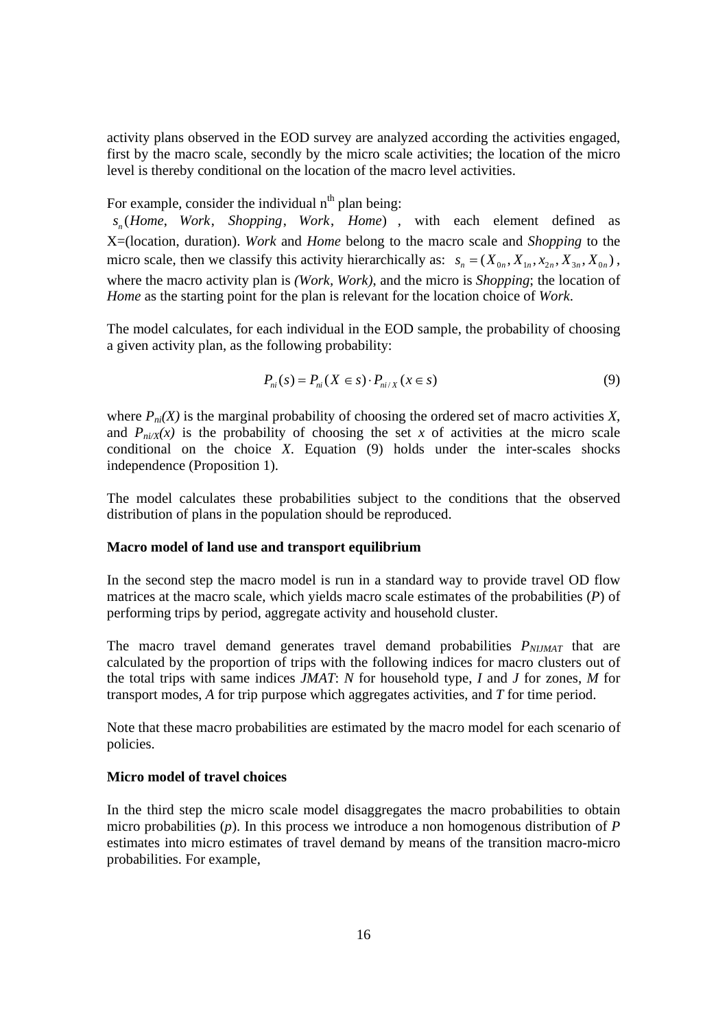activity plans observed in the EOD survey are analyzed according the activities engaged, first by the macro scale, secondly by the micro scale activities; the location of the micro level is thereby conditional on the location of the macro level activities.

For example, consider the individual n[th] plan being: $s_n(Home, \; Work, \; Shopping, \; Work, \; Home)$, with each element defined as X=(location, duration). *Work* and *Home* belong to the macro scale and *Shopping* to the micro scale, then we classify this activity hierarchically as: $s_n = (X_{0n}, X_{1n}, x_{2n}, X_{3n}, X_{0n})$, where the macro activity plan is *(Work, Work)*, and the micro is *Shopping*; the location of *Home* as the starting point for the plan is relevant for the location choice of *Work*.

The model calculates, for each individual in the EOD sample, the probability of choosing a given activity plan, as the following probability:

$$P_{ni}(s) = P_{ni}(X \in s) \cdot P_{ni/X}(x \in s) \tag{9}$$

where $P_{ni}(X)$ is the marginal probability of choosing the ordered set of macro activities $X$, and $P_{ni/X}(x)$ is the probability of choosing the set $x$ of activities at the micro scale conditional on the choice $X$. Equation (9) holds under the inter-scales shocks independence (Proposition 1).

The model calculates these probabilities subject to the conditions that the observed distribution of plans in the population should be reproduced.

**Macro model of land use and transport equilibrium**

In the second step the macro model is run in a standard way to provide travel OD flow matrices at the macro scale, which yields macro scale estimates of the probabilities ($P$) of performing trips by period, aggregate activity and household cluster.

The macro travel demand generates travel demand probabilities $P_{NIJMAT}$ that are calculated by the proportion of trips with the following indices for macro clusters out of the total trips with same indices $JMAT$: $N$ for household type, $I$ and $J$ for zones, $M$ for transport modes, $A$ for trip purpose which aggregates activities, and $T$ for time period.

Note that these macro probabilities are estimated by the macro model for each scenario of policies.

**Micro model of travel choices**

In the third step the micro scale model disaggregates the macro probabilities to obtain micro probabilities ($p$). In this process we introduce a non homogenous distribution of $P$ estimates into micro estimates of travel demand by means of the transition macro-micro probabilities. For example,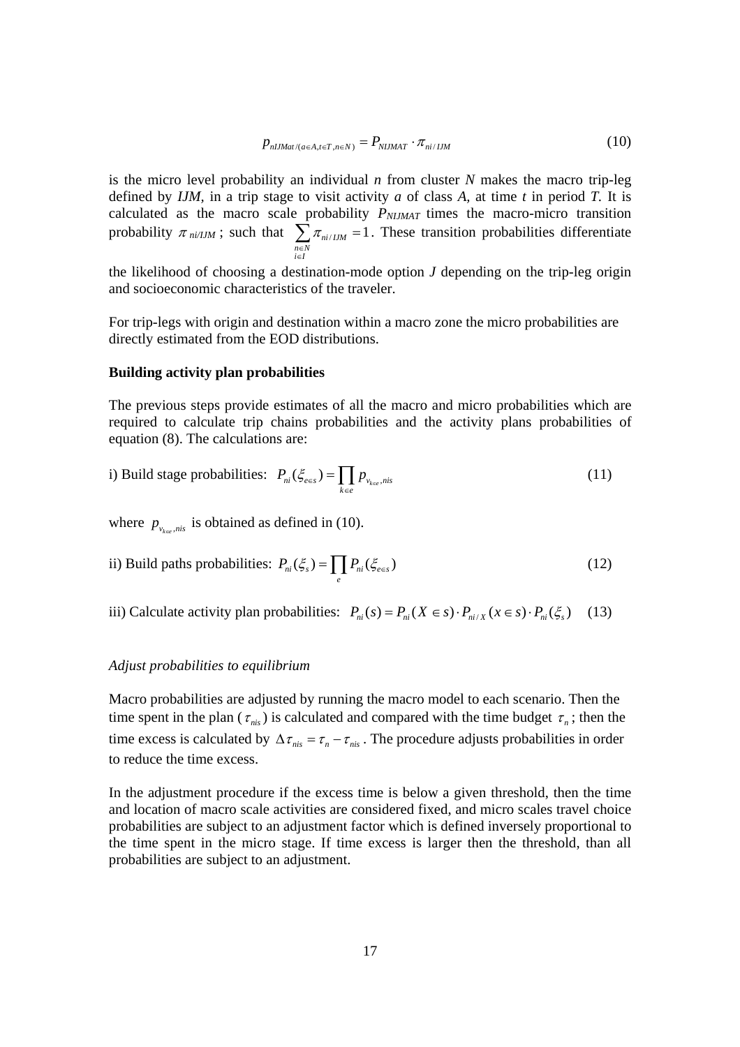$$p_{nIJMat/(a\in A,t\in T,n\in N)} = P_{NIJMAT} \cdot \pi_{ni/IJM} \quad (10)$$

is the micro level probability an individual $n$ from cluster $N$ makes the macro trip-leg defined by $IJM$, in a trip stage to visit activity $a$ of class $A$, at time $t$ in period $T$. It is calculated as the macro scale probability $P_{NIJMAT}$ times the macro-micro transition probability $\pi_{ni/IJM}$; such that $\sum_{\substack{n\in N \\ i\in I}} \pi_{ni/IJM} = 1$. These transition probabilities differentiate the likelihood of choosing a destination-mode option $J$ depending on the trip-leg origin and socioeconomic characteristics of the traveler.

For trip-legs with origin and destination within a macro zone the micro probabilities are directly estimated from the EOD distributions.

**Building activity plan probabilities**

The previous steps provide estimates of all the macro and micro probabilities which are required to calculate trip chains probabilities and the activity plans probabilities of equation (8). The calculations are:

i) Build stage probabilities: $P_{ni}(\xi_{e\in s}) = \prod_{k\in e} p_{v_{k\in e},nis}$ (11)

where $p_{v_{k\in e},nis}$ is obtained as defined in (10).

ii) Build paths probabilities: $P_{ni}(\xi_s) = \prod_{e} P_{ni}(\xi_{e\in s})$ (12)

iii) Calculate activity plan probabilities: $P_{ni}(s) = P_{ni}(X \in s) \cdot P_{ni/X}(x \in s) \cdot P_{ni}(\xi_s)$ (13)

*Adjust probabilities to equilibrium*

Macro probabilities are adjusted by running the macro model to each scenario. Then the time spent in the plan ($\tau_{nis}$) is calculated and compared with the time budget $\tau_n$; then the time excess is calculated by $\Delta\tau_{nis} = \tau_n - \tau_{nis}$. The procedure adjusts probabilities in order to reduce the time excess.

In the adjustment procedure if the excess time is below a given threshold, then the time and location of macro scale activities are considered fixed, and micro scales travel choice probabilities are subject to an adjustment factor which is defined inversely proportional to the time spent in the micro stage. If time excess is larger then the threshold, than all probabilities are subject to an adjustment.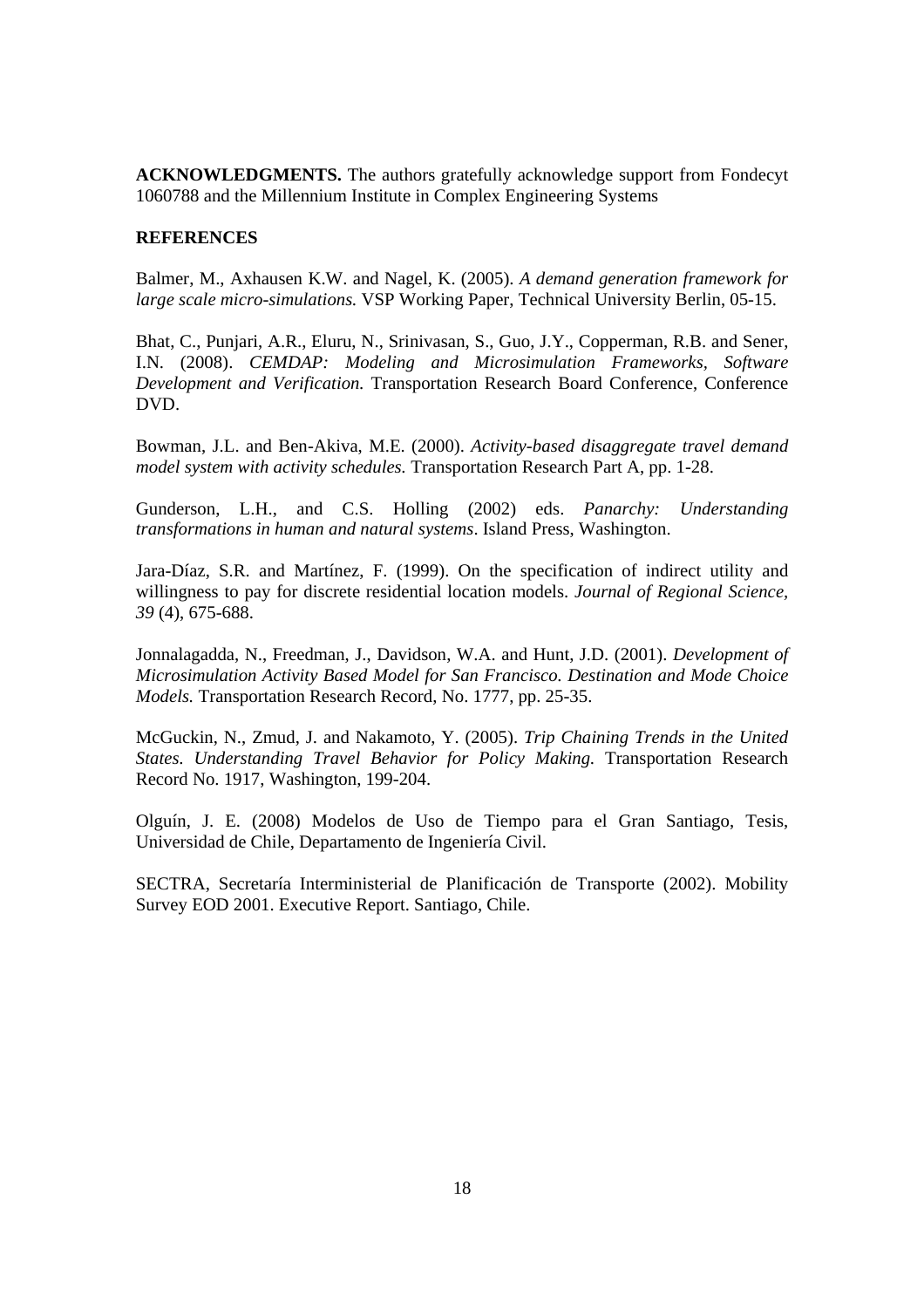**ACKNOWLEDGMENTS.** The authors gratefully acknowledge support from Fondecyt 1060788 and the Millennium Institute in Complex Engineering Systems

**REFERENCES**

Balmer, M., Axhausen K.W. and Nagel, K. (2005). *A demand generation framework for large scale micro-simulations.* VSP Working Paper, Technical University Berlin, 05-15.

Bhat, C., Punjari, A.R., Eluru, N., Srinivasan, S., Guo, J.Y., Copperman, R.B. and Sener, I.N. (2008). *CEMDAP: Modeling and Microsimulation Frameworks, Software Development and Verification.* Transportation Research Board Conference, Conference DVD.

Bowman, J.L. and Ben-Akiva, M.E. (2000). *Activity-based disaggregate travel demand model system with activity schedules.* Transportation Research Part A, pp. 1-28.

Gunderson, L.H., and C.S. Holling (2002) eds. *Panarchy: Understanding transformations in human and natural systems*. Island Press, Washington.

Jara-Díaz, S.R. and Martínez, F. (1999). On the specification of indirect utility and willingness to pay for discrete residential location models. *Journal of Regional Science*, *39* (4), 675-688.

Jonnalagadda, N., Freedman, J., Davidson, W.A. and Hunt, J.D. (2001). *Development of Microsimulation Activity Based Model for San Francisco. Destination and Mode Choice Models.* Transportation Research Record, No. 1777, pp. 25-35.

McGuckin, N., Zmud, J. and Nakamoto, Y. (2005). *Trip Chaining Trends in the United States. Understanding Travel Behavior for Policy Making.* Transportation Research Record No. 1917, Washington, 199-204.

Olguín, J. E. (2008) Modelos de Uso de Tiempo para el Gran Santiago, Tesis, Universidad de Chile, Departamento de Ingeniería Civil.

SECTRA, Secretaría Interministerial de Planificación de Transporte (2002). Mobility Survey EOD 2001. Executive Report. Santiago, Chile.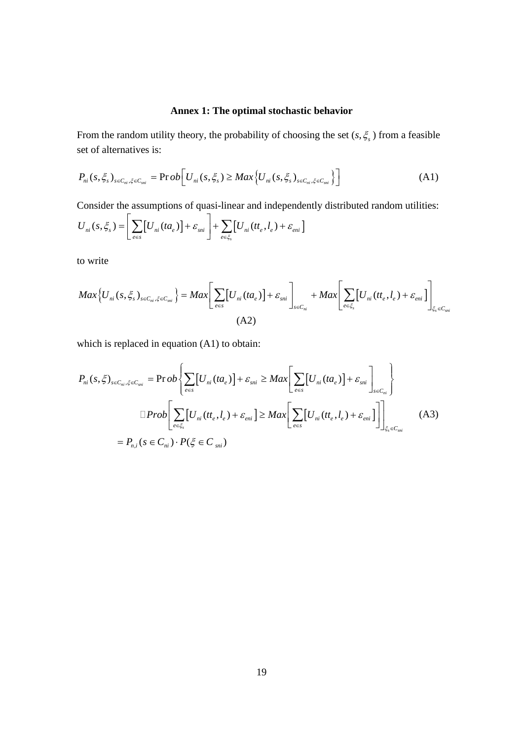### Annex 1: The optimal stochastic behavior

From the random utility theory, the probability of choosing the set $(s, \xi_s)$ from a feasible set of alternatives is:

$$P_{ni}(s, \xi_s)_{s \in C_{ni}, \xi \in C_{sni}} = \Pr ob\left[U_{ni}(s, \xi_s) \geq Max\left\{U_{ni}(s, \xi_s)_{s \in C_{ni}, \xi \in C_{sni}}\right\}\right] \tag{A1}$$

Consider the assumptions of quasi-linear and independently distributed random utilities:

$$U_{ni}(s, \xi_s) = \left[\sum_{e \in s}\left[U_{ni}(ta_e)\right] + \varepsilon_{sni}\right] + \sum_{e \in \xi_s}\left[U_{ni}(tt_e, l_e) + \varepsilon_{eni}\right]$$

to write

$$Max\left\{U_{ni}(s, \xi_s)_{s \in C_{ni}, \xi \in C_{sni}}\right\} = Max\left[\sum_{e \in s}\left[U_{ni}(ta_e)\right] + \varepsilon_{sni}\right]_{s \in C_{ni}} + Max\left[\sum_{e \in \xi_s}\left[U_{ni}(tt_e, l_e) + \varepsilon_{eni}\right]\right]_{\xi_s \in C_{sni}} \tag{A2}$$

which is replaced in equation (A1) to obtain:

$$\begin{aligned}
P_{ni}(s, \xi)_{s \in C_{ni}, \xi \in C_{sni}} &= \Pr ob\left\{\sum_{e \in s}\left[U_{ni}(ta_e)\right] + \varepsilon_{sni} \geq Max\left[\sum_{e \in s}\left[U_{ni}(ta_e)\right] + \varepsilon_{sni}\right]_{s \in C_{ni}}\right\} \\
&\quad \cdot Prob\left[\sum_{e \in \xi_s}\left[U_{ni}(tt_e, l_e) + \varepsilon_{eni}\right] \geq Max\left[\sum_{e \in s}\left[U_{ni}(tt_e, l_e) + \varepsilon_{eni}\right]\right]\right]_{\xi_s \in C_{sni}} \\
&= P_{n,i}(s \in C_{ni}) \cdot P(\xi \in C_{sni})
\end{aligned} \tag{A3}$$